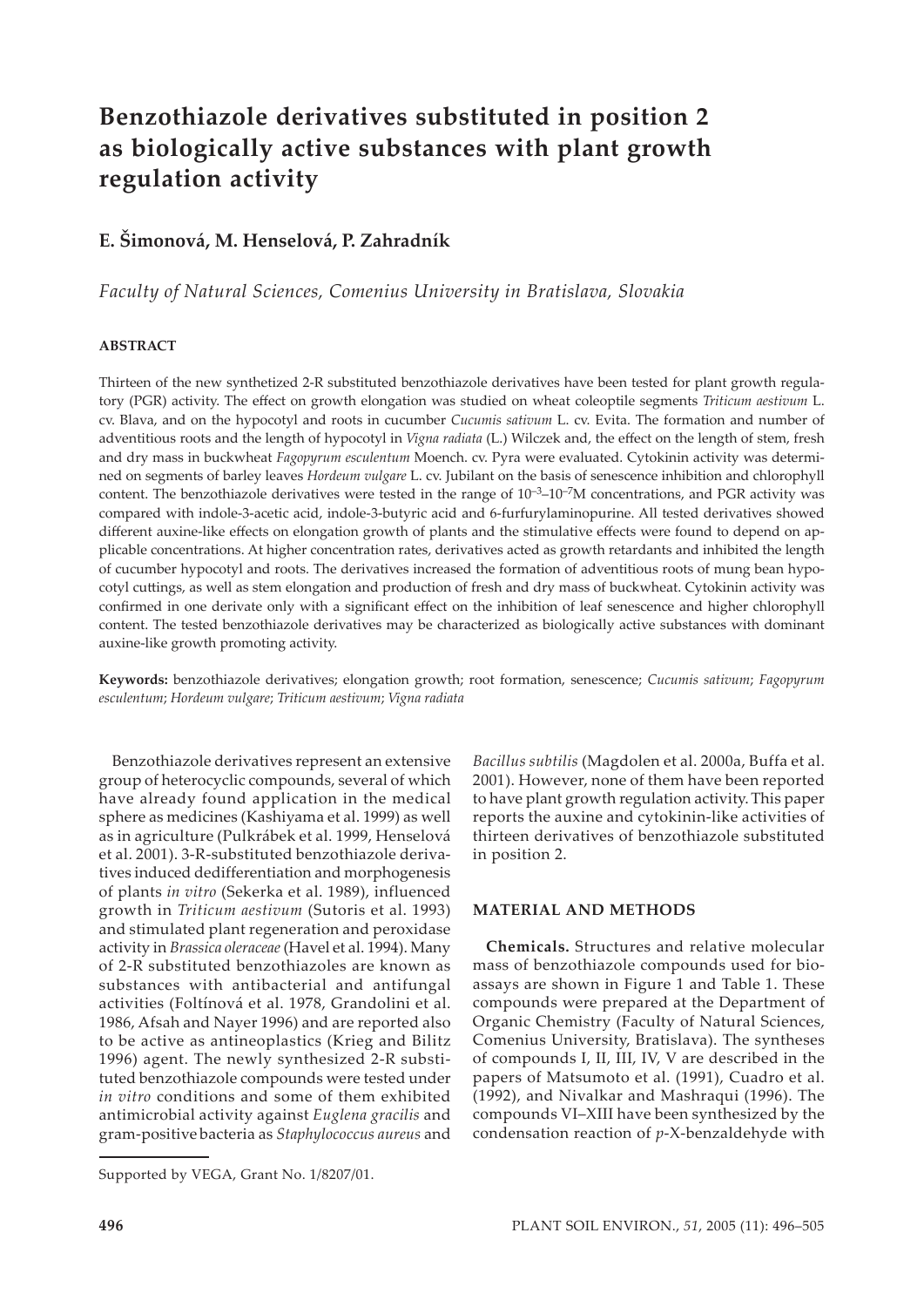# Benzothiazole derivatives substituted in position 2 as biologically active substances with plant growth regulation activity

## E. Šimonová, M. Henselová, P. Zahradník

*Faculty of Natural Sciences, Comenius University in Bratislava, Slovakia*

### ABSTRACT

Thirteen of the new synthetized 2-R substituted benzothiazole derivatives have been tested for plant growth regulatory (PGR) activity. The effect on growth elongation was studied on wheat coleoptile segments *Triticum aestivum* L. cv. Blava, and on the hypocotyl and roots in cucumber *Cucumis sativum* L. cv. Evita. The formation and number of adventitious roots and the length of hypocotyl in *Vigna radiata* (L.) Wilczek and, the effect on the length of stem, fresh and dry mass in buckwheat *Fagopyrum esculentum* Moench. cv. Pyra were evaluated. Cytokinin activity was determined on segments of barley leaves *Hordeum vulgare* L. cv. Jubilant on the basis of senescence inhibition and chlorophyll content. The benzothiazole derivatives were tested in the range of $10^{-3}$–$10^{-7}$M concentrations, and PGR activity was compared with indole-3-acetic acid, indole-3-butyric acid and 6-furfurylaminopurine. All tested derivatives showed different auxine-like effects on elongation growth of plants and the stimulative effects were found to depend on applicable concentrations. At higher concentration rates, derivatives acted as growth retardants and inhibited the length of cucumber hypocotyl and roots. The derivatives increased the formation of adventitious roots of mung bean hypocotyl cuttings, as well as stem elongation and production of fresh and dry mass of buckwheat. Cytokinin activity was confirmed in one derivate only with a significant effect on the inhibition of leaf senescence and higher chlorophyll content. The tested benzothiazole derivatives may be characterized as biologically active substances with dominant auxine-like growth promoting activity.

**Keywords:** benzothiazole derivatives; elongation growth; root formation, senescence; *Cucumis sativum*; *Fagopyrum esculentum*; *Hordeum vulgare*; *Triticum aestivum*; *Vigna radiata*

Benzothiazole derivatives represent an extensive group of heterocyclic compounds, several of which have already found application in the medical sphere as medicines (Kashiyama et al. 1999) as well as in agriculture (Pulkrábek et al. 1999, Henselová et al. 2001). 3-R-substituted benzothiazole derivatives induced dedifferentiation and morphogenesis of plants *in vitro* (Sekerka et al. 1989), influenced growth in *Triticum aestivum* (Sutoris et al. 1993) and stimulated plant regeneration and peroxidase activity in *Brassica oleraceae* (Havel et al. 1994). Many of 2-R substituted benzothiazoles are known as substances with antibacterial and antifungal activities (Foltínová et al. 1978, Grandolini et al. 1986, Afsah and Nayer 1996) and are reported also to be active as antineoplastics (Krieg and Bilitz 1996) agent. The newly synthesized 2-R substituted benzothiazole compounds were tested under *in vitro* conditions and some of them exhibited antimicrobial activity against *Euglena gracilis* and gram-positive bacteria as *Staphylococcus aureus* and *Bacillus subtilis* (Magdolen et al. 2000a, Buffa et al. 2001). However, none of them have been reported to have plant growth regulation activity. This paper reports the auxine and cytokinin-like activities of thirteen derivatives of benzothiazole substituted in position 2.

### MATERIAL AND METHODS

**Chemicals.** Structures and relative molecular mass of benzothiazole compounds used for bioassays are shown in Figure 1 and Table 1. These compounds were prepared at the Department of Organic Chemistry (Faculty of Natural Sciences, Comenius University, Bratislava). The syntheses of compounds I, II, III, IV, V are described in the papers of Matsumoto et al. (1991), Cuadro et al. (1992), and Nivalkar and Mashraqui (1996). The compounds VI–XIII have been synthesized by the condensation reaction of *p*-X-benzaldehyde with

Supported by VEGA, Grant No. 1/8207/01.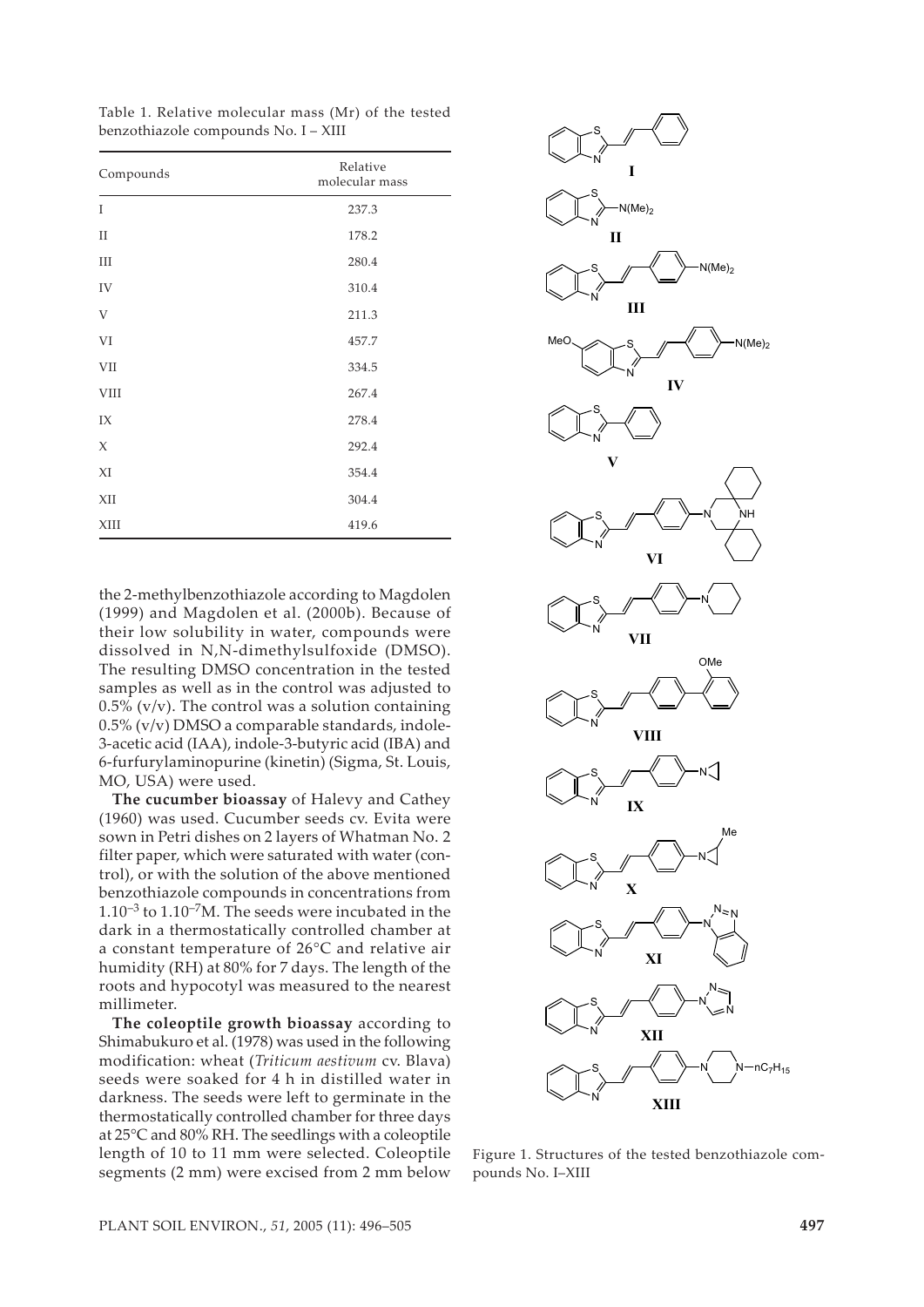Table 1. Relative molecular mass (Mr) of the tested benzothiazole compounds No. I – XIII

| Compounds | Relative molecular mass |
|---|---|
| I | 237.3 |
| II | 178.2 |
| III | 280.4 |
| IV | 310.4 |
| V | 211.3 |
| VI | 457.7 |
| VII | 334.5 |
| VIII | 267.4 |
| IX | 278.4 |
| X | 292.4 |
| XI | 354.4 |
| XII | 304.4 |
| XIII | 419.6 |

the 2-methylbenzothiazole according to Magdolen (1999) and Magdolen et al. (2000b). Because of their low solubility in water, compounds were dissolved in N,N-dimethylsulfoxide (DMSO). The resulting DMSO concentration in the tested samples as well as in the control was adjusted to 0.5% (v/v). The control was a solution containing 0.5% (v/v) DMSO a comparable standards, indole-3-acetic acid (IAA), indole-3-butyric acid (IBA) and 6-furfurylaminopurine (kinetin) (Sigma, St. Louis, MO, USA) were used.

**The cucumber bioassay** of Halevy and Cathey (1960) was used. Cucumber seeds cv. Evita were sown in Petri dishes on 2 layers of Whatman No. 2 filter paper, which were saturated with water (control), or with the solution of the above mentioned benzothiazole compounds in concentrations from $1.10^{-3}$ to $1.10^{-7}$M. The seeds were incubated in the dark in a thermostatically controlled chamber at a constant temperature of 26°C and relative air humidity (RH) at 80% for 7 days. The length of the roots and hypocotyl was measured to the nearest millimeter.

**The coleoptile growth bioassay** according to Shimabukuro et al. (1978) was used in the following modification: wheat (*Triticum aestivum* cv. Blava) seeds were soaked for 4 h in distilled water in darkness. The seeds were left to germinate in the thermostatically controlled chamber for three days at 25°C and 80% RH. The seedlings with a coleoptile length of 10 to 11 mm were selected. Coleoptile segments (2 mm) were excised from 2 mm below

Figure 1. Structures of the tested benzothiazole compounds No. I–XIII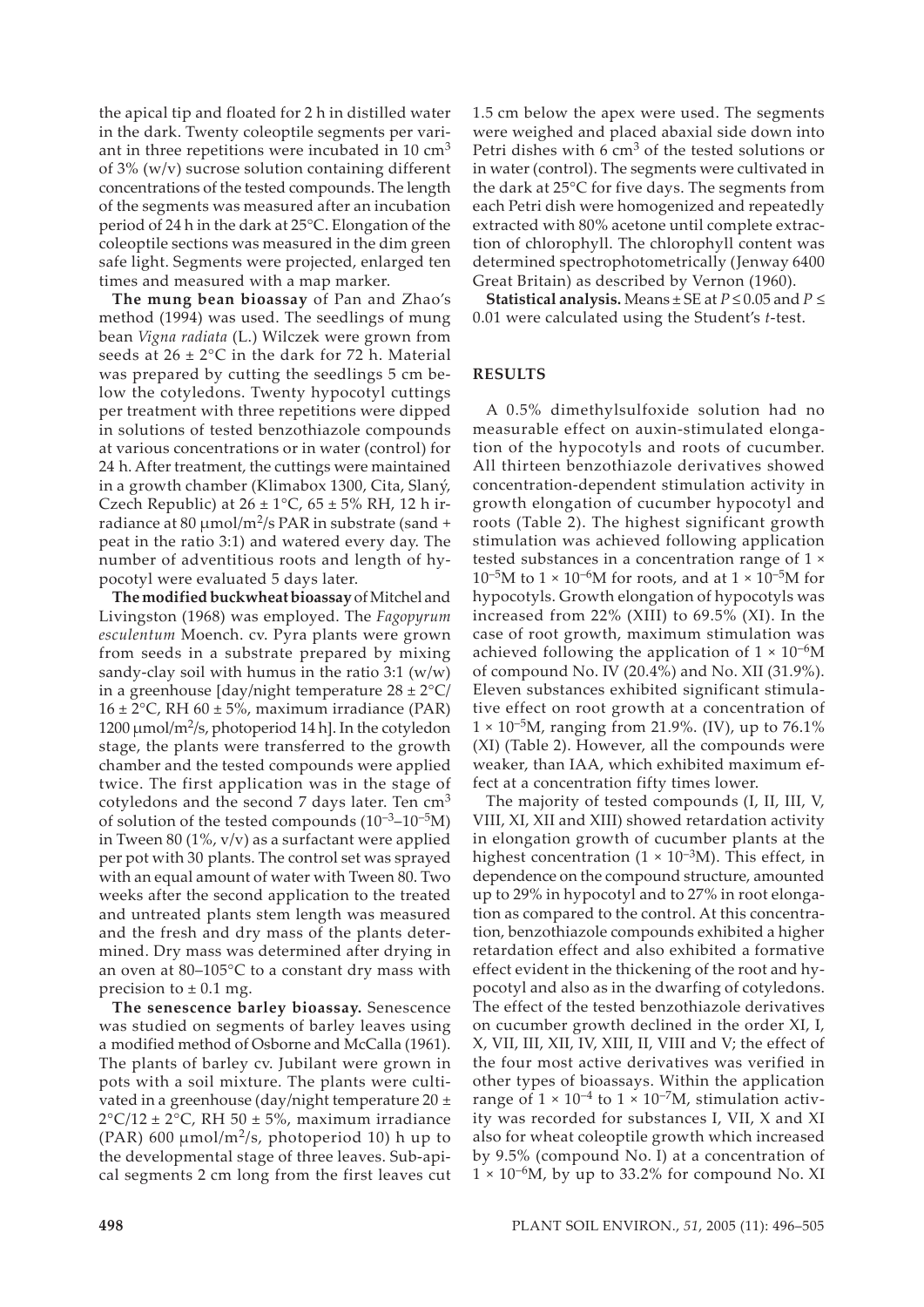the apical tip and floated for 2 h in distilled water in the dark. Twenty coleoptile segments per variant in three repetitions were incubated in 10 $cm^3$ of 3% (w/v) sucrose solution containing different concentrations of the tested compounds. The length of the segments was measured after an incubation period of 24 h in the dark at 25°C. Elongation of the coleoptile sections was measured in the dim green safe light. Segments were projected, enlarged ten times and measured with a map marker.

**The mung bean bioassay** of Pan and Zhao's method (1994) was used. The seedlings of mung bean *Vigna radiata* (L.) Wilczek were grown from seeds at 26 ± 2°C in the dark for 72 h. Material was prepared by cutting the seedlings 5 cm below the cotyledons. Twenty hypocotyl cuttings per treatment with three repetitions were dipped in solutions of tested benzothiazole compounds at various concentrations or in water (control) for 24 h. After treatment, the cuttings were maintained in a growth chamber (Klimabox 1300, Cita, Slaný, Czech Republic) at 26 ± 1°C, 65 ± 5% RH, 12 h irradiance at 80 μmol/$m^2$/s PAR in substrate (sand + peat in the ratio 3:1) and watered every day. The number of adventitious roots and length of hypocotyl were evaluated 5 days later.

**The modified buckwheat bioassay** of Mitchel and Livingston (1968) was employed. The *Fagopyrum esculentum* Moench. cv. Pyra plants were grown from seeds in a substrate prepared by mixing sandy-clay soil with humus in the ratio 3:1 (w/w) in a greenhouse [day/night temperature 28 ± 2°C/16 ± 2°C, RH 60 ± 5%, maximum irradiance (PAR) 1200 μmol/$m^2$/s, photoperiod 14 h]. In the cotyledon stage, the plants were transferred to the growth chamber and the tested compounds were applied twice. The first application was in the stage of cotyledons and the second 7 days later. Ten $cm^3$ of solution of the tested compounds ($10^{-3}$–$10^{-5}$M) in Tween 80 (1%, v/v) as a surfactant were applied per pot with 30 plants. The control set was sprayed with an equal amount of water with Tween 80. Two weeks after the second application to the treated and untreated plants stem length was measured and the fresh and dry mass of the plants determined. Dry mass was determined after drying in an oven at 80–105°C to a constant dry mass with precision to ± 0.1 mg.

**The senescence barley bioassay.** Senescence was studied on segments of barley leaves using a modified method of Osborne and McCalla (1961). The plants of barley cv. Jubilant were grown in pots with a soil mixture. The plants were cultivated in a greenhouse (day/night temperature 20 ± 2°C/12 ± 2°C, RH 50 ± 5%, maximum irradiance (PAR) 600 μmol/$m^2$/s, photoperiod 10) h up to the developmental stage of three leaves. Sub-apical segments 2 cm long from the first leaves cut 1.5 cm below the apex were used. The segments were weighed and placed abaxial side down into Petri dishes with 6 $cm^3$ of the tested solutions or in water (control). The segments were cultivated in the dark at 25°C for five days. The segments from each Petri dish were homogenized and repeatedly extracted with 80% acetone until complete extraction of chlorophyll. The chlorophyll content was determined spectrophotometrically (Jenway 6400 Great Britain) as described by Vernon (1960).

**Statistical analysis.** Means ± SE at $P \leq 0.05$ and $P \leq 0.01$ were calculated using the Student's *t*-test.

## RESULTS

A 0.5% dimethylsulfoxide solution had no measurable effect on auxin-stimulated elongation of the hypocotyls and roots of cucumber. All thirteen benzothiazole derivatives showed concentration-dependent stimulation activity in growth elongation of cucumber hypocotyl and roots (Table 2). The highest significant growth stimulation was achieved following application tested substances in a concentration range of $1 \times 10^{-5}$M to $1 \times 10^{-6}$M for roots, and at $1 \times 10^{-5}$M for hypocotyls. Growth elongation of hypocotyls was increased from 22% (XIII) to 69.5% (XI). In the case of root growth, maximum stimulation was achieved following the application of $1 \times 10^{-6}$M of compound No. IV (20.4%) and No. XII (31.9%). Eleven substances exhibited significant stimulative effect on root growth at a concentration of $1 \times 10^{-5}$M, ranging from 21.9%. (IV), up to 76.1% (XI) (Table 2). However, all the compounds were weaker, than IAA, which exhibited maximum effect at a concentration fifty times lower.

The majority of tested compounds (I, II, III, V, VIII, XI, XII and XIII) showed retardation activity in elongation growth of cucumber plants at the highest concentration ($1 \times 10^{-3}$M). This effect, in dependence on the compound structure, amounted up to 29% in hypocotyl and to 27% in root elongation as compared to the control. At this concentration, benzothiazole compounds exhibited a higher retardation effect and also exhibited a formative effect evident in the thickening of the root and hypocotyl and also as in the dwarfing of cotyledons. The effect of the tested benzothiazole derivatives on cucumber growth declined in the order XI, I, X, VII, III, XII, IV, XIII, II, VIII and V; the effect of the four most active derivatives was verified in other types of bioassays. Within the application range of $1 \times 10^{-4}$ to $1 \times 10^{-7}$M, stimulation activity was recorded for substances I, VII, X and XI also for wheat coleoptile growth which increased by 9.5% (compound No. I) at a concentration of $1 \times 10^{-6}$M, by up to 33.2% for compound No. XI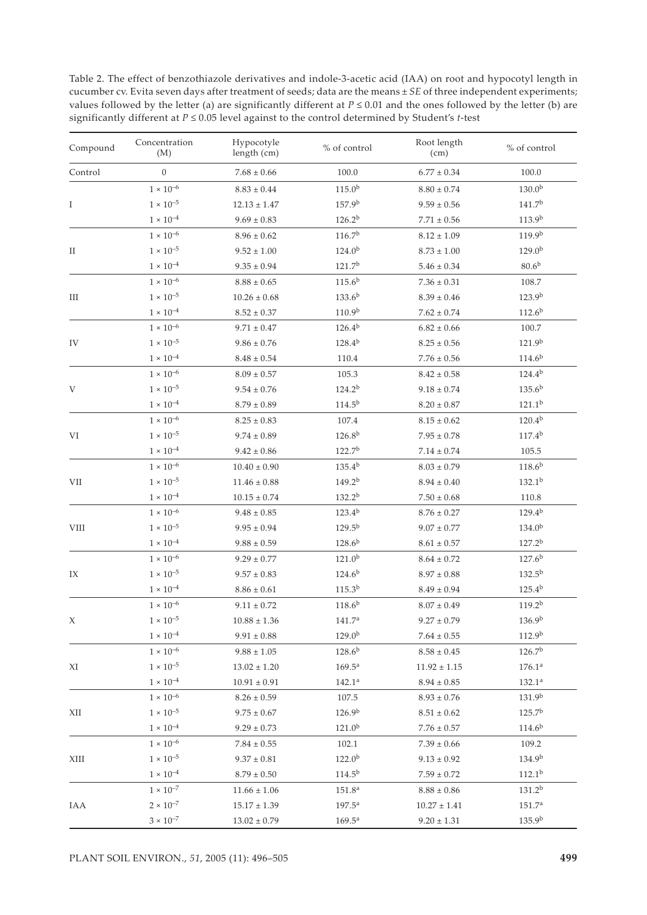Table 2. The effect of benzothiazole derivatives and indole-3-acetic acid (IAA) on root and hypocotyl length in cucumber cv. Evita seven days after treatment of seeds; data are the means ± *SE* of three independent experiments; values followed by the letter (a) are significantly different at $P \leq 0.01$ and the ones followed by the letter (b) are significantly different at $P \leq 0.05$ level against to the control determined by Student's *t*-test

| Compound | Concentration (M) | Hypocotyle length (cm) | % of control | Root length (cm) | % of control |
|---|---|---|---|---|---|
| Control | 0 | 7.68 ± 0.66 | 100.0 | 6.77 ± 0.34 | 100.0 |
| I | $1 \times 10^{-6}$ | 8.83 ± 0.44 | 115.0[b] | 8.80 ± 0.74 | 130.0[b] |
| | $1 \times 10^{-5}$ | 12.13 ± 1.47 | 157.9[b] | 9.59 ± 0.56 | 141.7[b] |
| | $1 \times 10^{-4}$ | 9.69 ± 0.83 | 126.2[b] | 7.71 ± 0.56 | 113.9[b] |
| II | $1 \times 10^{-6}$ | 8.96 ± 0.62 | 116.7[b] | 8.12 ± 1.09 | 119.9[b] |
| | $1 \times 10^{-5}$ | 9.52 ± 1.00 | 124.0[b] | 8.73 ± 1.00 | 129.0[b] |
| | $1 \times 10^{-4}$ | 9.35 ± 0.94 | 121.7[b] | 5.46 ± 0.34 | 80.6[b] |
| III | $1 \times 10^{-6}$ | 8.88 ± 0.65 | 115.6[b] | 7.36 ± 0.31 | 108.7 |
| | $1 \times 10^{-5}$ | 10.26 ± 0.68 | 133.6[b] | 8.39 ± 0.46 | 123.9[b] |
| | $1 \times 10^{-4}$ | 8.52 ± 0.37 | 110.9[b] | 7.62 ± 0.74 | 112.6[b] |
| IV | $1 \times 10^{-6}$ | 9.71 ± 0.47 | 126.4[b] | 6.82 ± 0.66 | 100.7 |
| | $1 \times 10^{-5}$ | 9.86 ± 0.76 | 128.4[b] | 8.25 ± 0.56 | 121.9[b] |
| | $1 \times 10^{-4}$ | 8.48 ± 0.54 | 110.4 | 7.76 ± 0.56 | 114.6[b] |
| V | $1 \times 10^{-6}$ | 8.09 ± 0.57 | 105.3 | 8.42 ± 0.58 | 124.4[b] |
| | $1 \times 10^{-5}$ | 9.54 ± 0.76 | 124.2[b] | 9.18 ± 0.74 | 135.6[b] |
| | $1 \times 10^{-4}$ | 8.79 ± 0.89 | 114.5[b] | 8.20 ± 0.87 | 121.1[b] |
| VI | $1 \times 10^{-6}$ | 8.25 ± 0.83 | 107.4 | 8.15 ± 0.62 | 120.4[b] |
| | $1 \times 10^{-5}$ | 9.74 ± 0.89 | 126.8[b] | 7.95 ± 0.78 | 117.4[b] |
| | $1 \times 10^{-4}$ | 9.42 ± 0.86 | 122.7[b] | 7.14 ± 0.74 | 105.5 |
| VII | $1 \times 10^{-6}$ | 10.40 ± 0.90 | 135.4[b] | 8.03 ± 0.79 | 118.6[b] |
| | $1 \times 10^{-5}$ | 11.46 ± 0.88 | 149.2[b] | 8.94 ± 0.40 | 132.1[b] |
| | $1 \times 10^{-4}$ | 10.15 ± 0.74 | 132.2[b] | 7.50 ± 0.68 | 110.8 |
| VIII | $1 \times 10^{-6}$ | 9.48 ± 0.85 | 123.4[b] | 8.76 ± 0.27 | 129.4[b] |
| | $1 \times 10^{-5}$ | 9.95 ± 0.94 | 129.5[b] | 9.07 ± 0.77 | 134.0[b] |
| | $1 \times 10^{-4}$ | 9.88 ± 0.59 | 128.6[b] | 8.61 ± 0.57 | 127.2[b] |
| IX | $1 \times 10^{-6}$ | 9.29 ± 0.77 | 121.0[b] | 8.64 ± 0.72 | 127.6[b] |
| | $1 \times 10^{-5}$ | 9.57 ± 0.83 | 124.6[b] | 8.97 ± 0.88 | 132.5[b] |
| | $1 \times 10^{-4}$ | 8.86 ± 0.61 | 115.3[b] | 8.49 ± 0.94 | 125.4[b] |
| X | $1 \times 10^{-6}$ | 9.11 ± 0.72 | 118.6[b] | 8.07 ± 0.49 | 119.2[b] |
| | $1 \times 10^{-5}$ | 10.88 ± 1.36 | 141.7[a] | 9.27 ± 0.79 | 136.9[b] |
| | $1 \times 10^{-4}$ | 9.91 ± 0.88 | 129.0[b] | 7.64 ± 0.55 | 112.9[b] |
| XI | $1 \times 10^{-6}$ | 9.88 ± 1.05 | 128.6[b] | 8.58 ± 0.45 | 126.7[b] |
| | $1 \times 10^{-5}$ | 13.02 ± 1.20 | 169.5[a] | 11.92 ± 1.15 | 176.1[a] |
| | $1 \times 10^{-4}$ | 10.91 ± 0.91 | 142.1[a] | 8.94 ± 0.85 | 132.1[a] |
| XII | $1 \times 10^{-6}$ | 8.26 ± 0.59 | 107.5 | 8.93 ± 0.76 | 131.9[b] |
| | $1 \times 10^{-5}$ | 9.75 ± 0.67 | 126.9[b] | 8.51 ± 0.62 | 125.7[b] |
| | $1 \times 10^{-4}$ | 9.29 ± 0.73 | 121.0[b] | 7.76 ± 0.57 | 114.6[b] |
| XIII | $1 \times 10^{-6}$ | 7.84 ± 0.55 | 102.1 | 7.39 ± 0.66 | 109.2 |
| | $1 \times 10^{-5}$ | 9.37 ± 0.81 | 122.0[b] | 9.13 ± 0.92 | 134.9[b] |
| | $1 \times 10^{-4}$ | 8.79 ± 0.50 | 114.5[b] | 7.59 ± 0.72 | 112.1[b] |
| IAA | $1 \times 10^{-7}$ | 11.66 ± 1.06 | 151.8[a] | 8.88 ± 0.86 | 131.2[b] |
| | $2 \times 10^{-7}$ | 15.17 ± 1.39 | 197.5[a] | 10.27 ± 1.41 | 151.7[a] |
| | $3 \times 10^{-7}$ | 13.02 ± 0.79 | 169.5[a] | 9.20 ± 1.31 | 135.9[b] |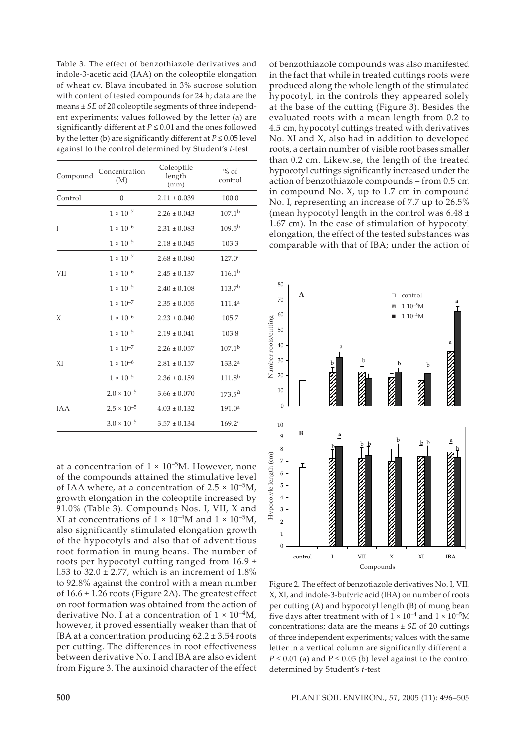Table 3. The effect of benzothiazole derivatives and indole-3-acetic acid (IAA) on the coleoptile elongation of wheat cv. Blava incubated in 3% sucrose solution with content of tested compounds for 24 h; data are the means ± *SE* of 20 coleoptile segments of three independent experiments; values followed by the letter (a) are significantly different at $P \leq 0.01$ and the ones followed by the letter (b) are significantly different at $P \leq 0.05$ level against to the control determined by Student's *t*-test

| Compound | Concentration (M) | Coleoptile length (mm) | % of control |
|---|---|---|---|
| Control | 0 | 2.11 ± 0.039 | 100.0 |
| I | $1 \times 10^{-7}$ | 2.26 ± 0.043 | 107.1[b] |
| | $1 \times 10^{-6}$ | 2.31 ± 0.083 | 109.5[b] |
| | $1 \times 10^{-5}$ | 2.18 ± 0.045 | 103.3 |
| VII | $1 \times 10^{-7}$ | 2.68 ± 0.080 | 127.0[a] |
| | $1 \times 10^{-6}$ | 2.45 ± 0.137 | 116.1[b] |
| | $1 \times 10^{-5}$ | 2.40 ± 0.108 | 113.7[b] |
| X | $1 \times 10^{-7}$ | 2.35 ± 0.055 | 111.4[a] |
| | $1 \times 10^{-6}$ | 2.23 ± 0.040 | 105.7 |
| | $1 \times 10^{-5}$ | 2.19 ± 0.041 | 103.8 |
| XI | $1 \times 10^{-7}$ | 2.26 ± 0.057 | 107.1[b] |
| | $1 \times 10^{-6}$ | 2.81 ± 0.157 | 133.2[a] |
| | $1 \times 10^{-5}$ | 2.36 ± 0.159 | 111.8[b] |
| IAA | $2.0 \times 10^{-5}$ | 3.66 ± 0.070 | 173.5[a] |
| | $2.5 \times 10^{-5}$ | 4.03 ± 0.132 | 191.0[a] |
| | $3.0 \times 10^{-5}$ | 3.57 ± 0.134 | 169.2[a] |

at a concentration of $1 \times 10^{-5}$M. However, none of the compounds attained the stimulative level of IAA where, at a concentration of $2.5 \times 10^{-5}$M, growth elongation in the coleoptile increased by 91.0% (Table 3). Compounds Nos. I, VII, X and XI at concentrations of $1 \times 10^{-4}$M and $1 \times 10^{-5}$M, also significantly stimulated elongation growth of the hypocotyls and also that of adventitious root formation in mung beans. The number of roots per hypocotyl cutting ranged from 16.9 ± 1.53 to 32.0 ± 2.77, which is an increment of 1.8% to 92.8% against the control with a mean number of 16.6 ± 1.26 roots (Figure 2A). The greatest effect on root formation was obtained from the action of derivative No. I at a concentration of $1 \times 10^{-4}$M, however, it proved essentially weaker than that of IBA at a concentration producing 62.2 ± 3.54 roots per cutting. The differences in root effectiveness between derivative No. I and IBA are also evident from Figure 3. The auxinoid character of the effect of benzothiazole compounds was also manifested in the fact that while in treated cuttings roots were produced along the whole length of the stimulated hypocotyl, in the controls they appeared solely at the base of the cutting (Figure 3). Besides the evaluated roots with a mean length from 0.2 to 4.5 cm, hypocotyl cuttings treated with derivatives No. XI and X, also had in addition to developed roots, a certain number of visible root bases smaller than 0.2 cm. Likewise, the length of the treated hypocotyl cuttings significantly increased under the action of benzothiazole compounds – from 0.5 cm in compound No. X, up to 1.7 cm in compound No. I, representing an increase of 7.7 up to 26.5% (mean hypocotyl length in the control was 6.48 ± 1.67 cm). In the case of stimulation of hypocotyl elongation, the effect of the tested substances was comparable with that of IBA; under the action of

Figure 2. The effect of benzotiazole derivatives No. I, VII, X, XI, and indole-3-butyric acid (IBA) on number of roots per cutting (A) and hypocotyl length (B) of mung bean five days after treatment with of $1 \times 10^{-4}$ and $1 \times 10^{-5}$M concentrations; data are the means ± *SE* of 20 cuttings of three independent experiments; values with the same letter in a vertical column are significantly different at $P \leq 0.01$ (a) and $P \leq 0.05$ (b) level against to the control determined by Student's *t*-test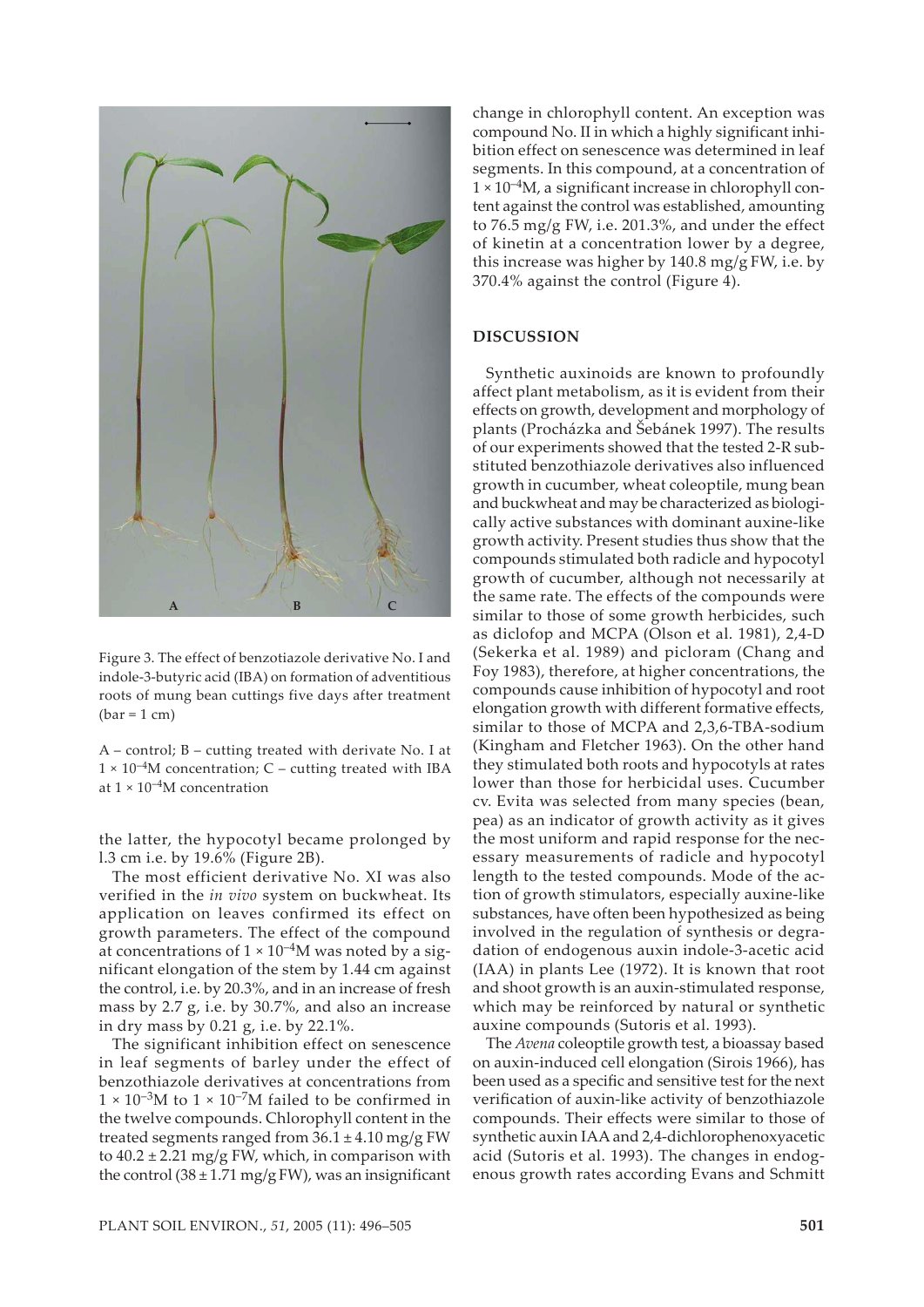Figure 3. The effect of benzotiazole derivative No. I and indole-3-butyric acid (IBA) on formation of adventitious roots of mung bean cuttings five days after treatment (bar = 1 cm)

A – control; B – cutting treated with derivate No. I at $1 \times 10^{-4}$M concentration; C – cutting treated with IBA at $1 \times 10^{-4}$M concentration

the latter, the hypocotyl became prolonged by l.3 cm i.e. by 19.6% (Figure 2B).

The most efficient derivative No. XI was also verified in the *in vivo* system on buckwheat. Its application on leaves confirmed its effect on growth parameters. The effect of the compound at concentrations of $1 \times 10^{-4}$M was noted by a significant elongation of the stem by 1.44 cm against the control, i.e. by 20.3%, and in an increase of fresh mass by 2.7 g, i.e. by 30.7%, and also an increase in dry mass by 0.21 g, i.e. by 22.1%.

The significant inhibition effect on senescence in leaf segments of barley under the effect of benzothiazole derivatives at concentrations from $1 \times 10^{-3}$M to $1 \times 10^{-7}$M failed to be confirmed in the twelve compounds. Chlorophyll content in the treated segments ranged from 36.1 ± 4.10 mg/g FW to 40.2 ± 2.21 mg/g FW, which, in comparison with the control (38 ± 1.71 mg/g FW), was an insignificant change in chlorophyll content. An exception was compound No. II in which a highly significant inhibition effect on senescence was determined in leaf segments. In this compound, at a concentration of $1 \times 10^{-4}$M, a significant increase in chlorophyll content against the control was established, amounting to 76.5 mg/g FW, i.e. 201.3%, and under the effect of kinetin at a concentration lower by a degree, this increase was higher by 140.8 mg/g FW, i.e. by 370.4% against the control (Figure 4).

## DISCUSSION

Synthetic auxinoids are known to profoundly affect plant metabolism, as it is evident from their effects on growth, development and morphology of plants (Procházka and Šebánek 1997). The results of our experiments showed that the tested 2-R substituted benzothiazole derivatives also influenced growth in cucumber, wheat coleoptile, mung bean and buckwheat and may be characterized as biologically active substances with dominant auxine-like growth activity. Present studies thus show that the compounds stimulated both radicle and hypocotyl growth of cucumber, although not necessarily at the same rate. The effects of the compounds were similar to those of some growth herbicides, such as diclofop and MCPA (Olson et al. 1981), 2,4-D (Sekerka et al. 1989) and picloram (Chang and Foy 1983), therefore, at higher concentrations, the compounds cause inhibition of hypocotyl and root elongation growth with different formative effects, similar to those of MCPA and 2,3,6-TBA-sodium (Kingham and Fletcher 1963). On the other hand they stimulated both roots and hypocotyls at rates lower than those for herbicidal uses. Cucumber cv. Evita was selected from many species (bean, pea) as an indicator of growth activity as it gives the most uniform and rapid response for the necessary measurements of radicle and hypocotyl length to the tested compounds. Mode of the action of growth stimulators, especially auxine-like substances, have often been hypothesized as being involved in the regulation of synthesis or degradation of endogenous auxin indole-3-acetic acid (IAA) in plants Lee (1972). It is known that root and shoot growth is an auxin-stimulated response, which may be reinforced by natural or synthetic auxine compounds (Sutoris et al. 1993).

The *Avena* coleoptile growth test, a bioassay based on auxin-induced cell elongation (Sirois 1966), has been used as a specific and sensitive test for the next verification of auxin-like activity of benzothiazole compounds. Their effects were similar to those of synthetic auxin IAA and 2,4-dichlorophenoxyacetic acid (Sutoris et al. 1993). The changes in endogenous growth rates according Evans and Schmitt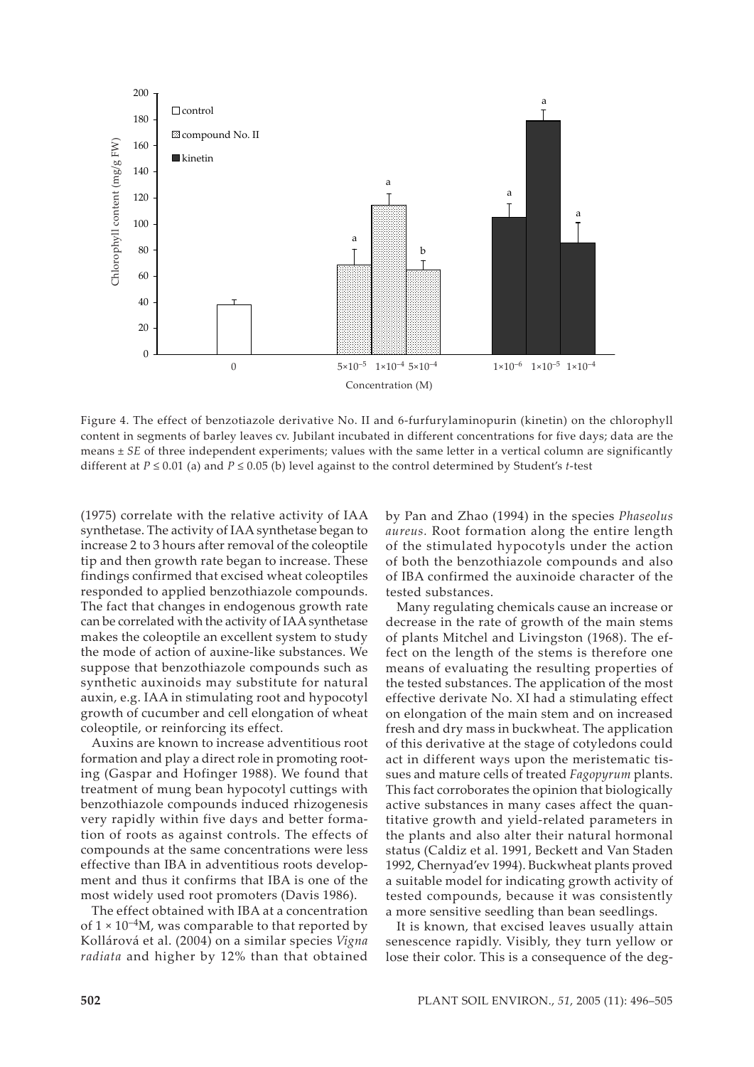Figure 4. The effect of benzotiazole derivative No. II and 6-furfurylaminopurin (kinetin) on the chlorophyll content in segments of barley leaves cv. Jubilant incubated in different concentrations for five days; data are the means ± *SE* of three independent experiments; values with the same letter in a vertical column are significantly different at $P \leq 0.01$ (a) and $P \leq 0.05$ (b) level against to the control determined by Student's *t*-test

(1975) correlate with the relative activity of IAA synthetase. The activity of IAA synthetase began to increase 2 to 3 hours after removal of the coleoptile tip and then growth rate began to increase. These findings confirmed that excised wheat coleoptiles responded to applied benzothiazole compounds. The fact that changes in endogenous growth rate can be correlated with the activity of IAA synthetase makes the coleoptile an excellent system to study the mode of action of auxine-like substances. We suppose that benzothiazole compounds such as synthetic auxinoids may substitute for natural auxin, e.g. IAA in stimulating root and hypocotyl growth of cucumber and cell elongation of wheat coleoptile, or reinforcing its effect.

Auxins are known to increase adventitious root formation and play a direct role in promoting rooting (Gaspar and Hofinger 1988). We found that treatment of mung bean hypocotyl cuttings with benzothiazole compounds induced rhizogenesis very rapidly within five days and better formation of roots as against controls. The effects of compounds at the same concentrations were less effective than IBA in adventitious roots development and thus it confirms that IBA is one of the most widely used root promoters (Davis 1986).

The effect obtained with IBA at a concentration of $1 \times 10^{-4}$M, was comparable to that reported by Kollárová et al. (2004) on a similar species *Vigna radiata* and higher by 12% than that obtained by Pan and Zhao (1994) in the species *Phaseolus aureus*. Root formation along the entire length of the stimulated hypocotyls under the action of both the benzothiazole compounds and also of IBA confirmed the auxinoide character of the tested substances.

Many regulating chemicals cause an increase or decrease in the rate of growth of the main stems of plants Mitchel and Livingston (1968). The effect on the length of the stems is therefore one means of evaluating the resulting properties of the tested substances. The application of the most effective derivate No. XI had a stimulating effect on elongation of the main stem and on increased fresh and dry mass in buckwheat. The application of this derivative at the stage of cotyledons could act in different ways upon the meristematic tissues and mature cells of treated *Fagopyrum* plants. This fact corroborates the opinion that biologically active substances in many cases affect the quantitative growth and yield-related parameters in the plants and also alter their natural hormonal status (Caldiz et al. 1991, Beckett and Van Staden 1992, Chernyad'ev 1994). Buckwheat plants proved a suitable model for indicating growth activity of tested compounds, because it was consistently a more sensitive seedling than bean seedlings.

It is known, that excised leaves usually attain senescence rapidly. Visibly, they turn yellow or lose their color. This is a consequence of the deg-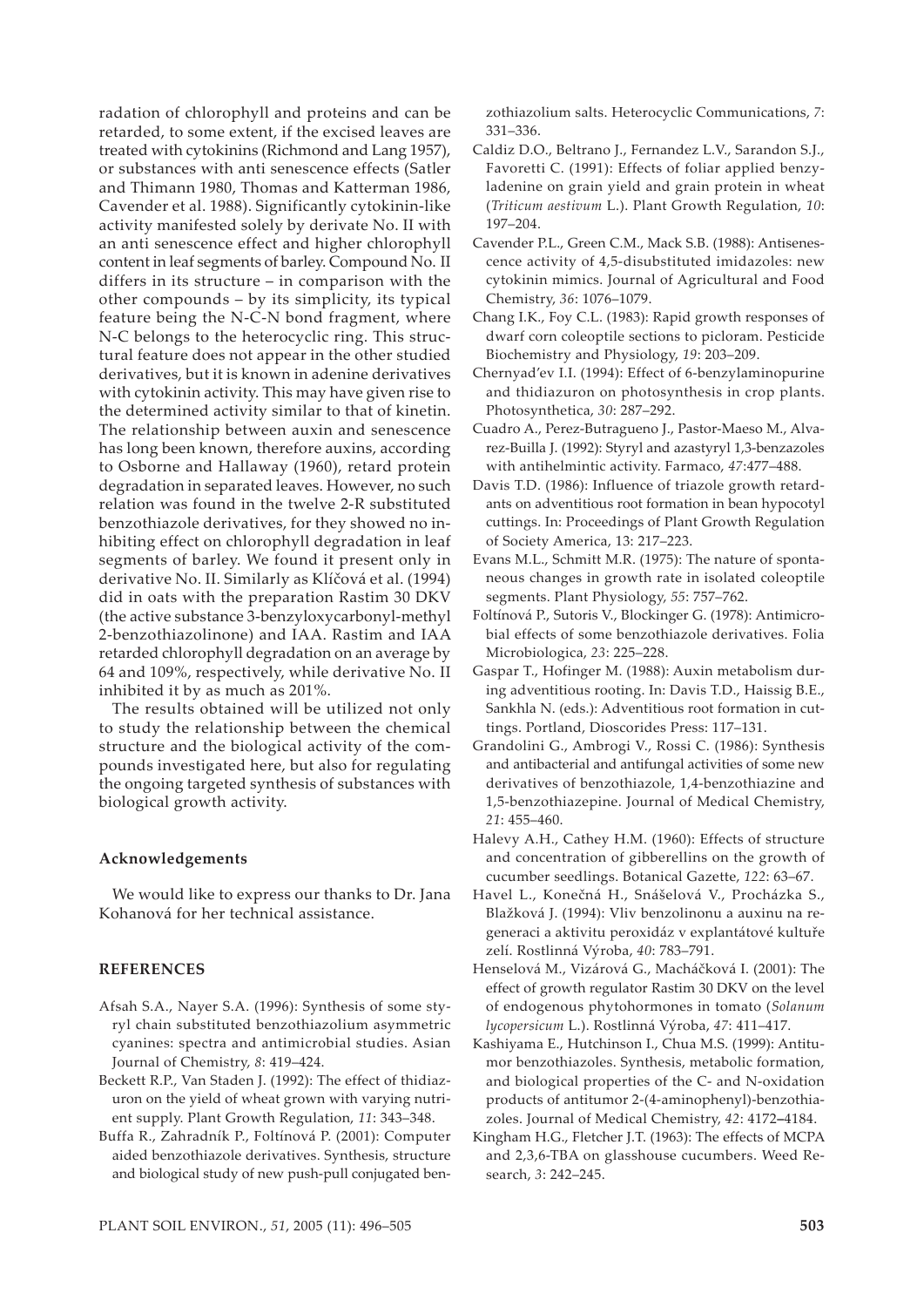radation of chlorophyll and proteins and can be retarded, to some extent, if the excised leaves are treated with cytokinins (Richmond and Lang 1957), or substances with anti senescence effects (Satler and Thimann 1980, Thomas and Katterman 1986, Cavender et al. 1988). Significantly cytokinin-like activity manifested solely by derivate No. II with an anti senescence effect and higher chlorophyll content in leaf segments of barley. Compound No. II differs in its structure – in comparison with the other compounds – by its simplicity, its typical feature being the N-C-N bond fragment, where N-C belongs to the heterocyclic ring. This structural feature does not appear in the other studied derivatives, but it is known in adenine derivatives with cytokinin activity. This may have given rise to the determined activity similar to that of kinetin. The relationship between auxin and senescence has long been known, therefore auxins, according to Osborne and Hallaway (1960), retard protein degradation in separated leaves. However, no such relation was found in the twelve 2-R substituted benzothiazole derivatives, for they showed no inhibiting effect on chlorophyll degradation in leaf segments of barley. We found it present only in derivative No. II. Similarly as Klíčová et al. (1994) did in oats with the preparation Rastim 30 DKV (the active substance 3-benzyloxycarbonyl-methyl 2-benzothiazolinone) and IAA. Rastim and IAA retarded chlorophyll degradation on an average by 64 and 109%, respectively, while derivative No. II inhibited it by as much as 201%.

The results obtained will be utilized not only to study the relationship between the chemical structure and the biological activity of the compounds investigated here, but also for regulating the ongoing targeted synthesis of substances with biological growth activity.

### Acknowledgements

We would like to express our thanks to Dr. Jana Kohanová for her technical assistance.

## REFERENCES

Afsah S.A., Nayer S.A. (1996): Synthesis of some styryl chain substituted benzothiazolium asymmetric cyanines: spectra and antimicrobial studies. Asian Journal of Chemistry, *8*: 419–424.

Beckett R.P., Van Staden J. (1992): The effect of thidiazuron on the yield of wheat grown with varying nutrient supply. Plant Growth Regulation, *11*: 343–348.

Buffa R., Zahradník P., Foltínová P. (2001): Computer aided benzothiazole derivatives. Synthesis, structure and biological study of new push-pull conjugated benzothiazolium salts. Heterocyclic Communications, *7*: 331–336.

Caldiz D.O., Beltrano J., Fernandez L.V., Sarandon S.J., Favoretti C. (1991): Effects of foliar applied benzyladenine on grain yield and grain protein in wheat (*Triticum aestivum* L.). Plant Growth Regulation, *10*: 197–204.

Cavender P.L., Green C.M., Mack S.B. (1988): Antisenescence activity of 4,5-disubstituted imidazoles: new cytokinin mimics. Journal of Agricultural and Food Chemistry, *36*: 1076–1079.

Chang I.K., Foy C.L. (1983): Rapid growth responses of dwarf corn coleoptile sections to picloram. Pesticide Biochemistry and Physiology, *19*: 203–209.

Chernyad'ev I.I. (1994): Effect of 6-benzylaminopurine and thidiazuron on photosynthesis in crop plants. Photosynthetica, *30*: 287–292.

Cuadro A., Perez-Butragueno J., Pastor-Maeso M., Alvarez-Builla J. (1992): Styryl and azastyryl 1,3-benzazoles with antihelmintic activity. Farmaco, *47*:477–488.

Davis T.D. (1986): Influence of triazole growth retardants on adventitious root formation in bean hypocotyl cuttings. In: Proceedings of Plant Growth Regulation of Society America, 13: 217–223.

Evans M.L., Schmitt M.R. (1975): The nature of spontaneous changes in growth rate in isolated coleoptile segments. Plant Physiology, *55*: 757–762.

Foltínová P., Sutoris V., Blockinger G. (1978): Antimicrobial effects of some benzothiazole derivatives. Folia Microbiologica, *23*: 225–228.

Gaspar T., Hofinger M. (1988): Auxin metabolism during adventitious rooting. In: Davis T.D., Haissig B.E., Sankhla N. (eds.): Adventitious root formation in cuttings. Portland, Dioscorides Press: 117–131.

Grandolini G., Ambrogi V., Rossi C. (1986): Synthesis and antibacterial and antifungal activities of some new derivatives of benzothiazole, 1,4-benzothiazine and 1,5-benzothiazepine. Journal of Medical Chemistry, *21*: 455–460.

Halevy A.H., Cathey H.M. (1960): Effects of structure and concentration of gibberellins on the growth of cucumber seedlings. Botanical Gazette, *122*: 63–67.

Havel L., Konečná H., Snášelová V., Procházka S., Blažková J. (1994): Vliv benzolinonu a auxinu na regeneraci a aktivitu peroxidáz v explantátové kultuře zelí. Rostlinná Výroba, *40*: 783–791.

Henselová M., Vizárová G., Macháčková I. (2001): The effect of growth regulator Rastim 30 DKV on the level of endogenous phytohormones in tomato (*Solanum lycopersicum* L.). Rostlinná Výroba, *47*: 411–417.

Kashiyama E., Hutchinson I., Chua M.S. (1999): Antitumor benzothiazoles. Synthesis, metabolic formation, and biological properties of the C- and N-oxidation products of antitumor 2-(4-aminophenyl)-benzothiazoles. Journal of Medical Chemistry, *42*: 4172–4184.

Kingham H.G., Fletcher J.T. (1963): The effects of MCPA and 2,3,6-TBA on glasshouse cucumbers. Weed Research, *3*: 242–245.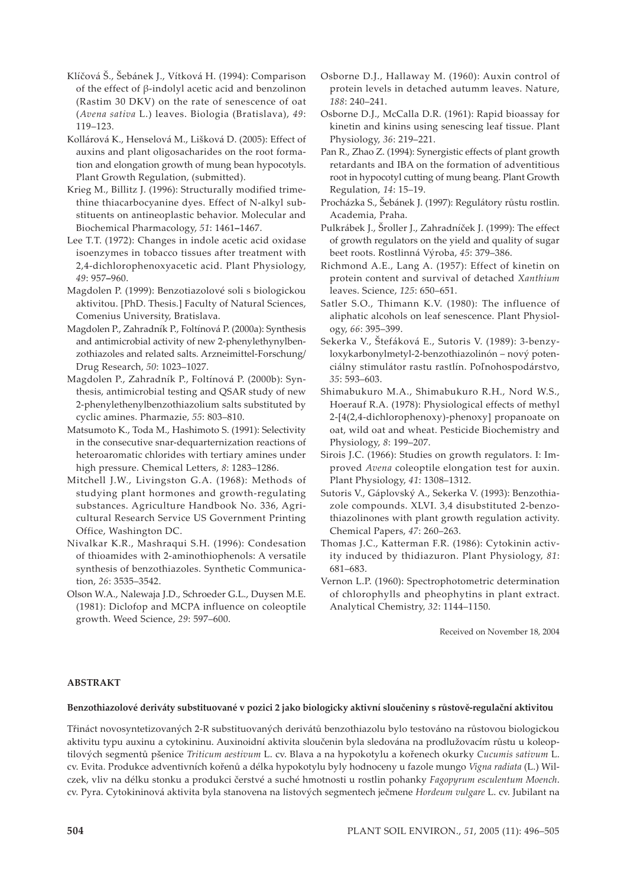Klíčová Š., Šebánek J., Vítková H. (1994): Comparison of the effect of β-indolyl acetic acid and benzolinon (Rastim 30 DKV) on the rate of senescence of oat (*Avena sativa* L.) leaves. Biologia (Bratislava), *49*: 119–123.

Kollárová K., Henselová M., Lišková D. (2005): Effect of auxins and plant oligosacharides on the root formation and elongation growth of mung bean hypocotyls. Plant Growth Regulation, (submitted).

Krieg M., Billitz J. (1996): Structurally modified trimethine thiacarbocyanine dyes. Effect of N-alkyl substituents on antineoplastic behavior. Molecular and Biochemical Pharmacology, *51*: 1461–1467.

Lee T.T. (1972): Changes in indole acetic acid oxidase isoenzymes in tobacco tissues after treatment with 2,4-dichlorophenoxyacetic acid. Plant Physiology, *49*: 957–960.

Magdolen P. (1999): Benzotiazolové soli s biologickou aktivitou. [PhD. Thesis.] Faculty of Natural Sciences, Comenius University, Bratislava.

Magdolen P., Zahradník P., Foltínová P. (2000a): Synthesis and antimicrobial activity of new 2-phenylethynylbenzothiazoles and related salts. Arzneimittel-Forschung/Drug Research, *50*: 1023–1027.

Magdolen P., Zahradník P., Foltínová P. (2000b): Synthesis, antimicrobial testing and QSAR study of new 2-phenylethenylbenzothiazolium salts substituted by cyclic amines. Pharmazie, *55*: 803–810.

Matsumoto K., Toda M., Hashimoto S. (1991): Selectivity in the consecutive snar-dequarternization reactions of heteroaromatic chlorides with tertiary amines under high pressure. Chemical Letters, *8*: 1283–1286.

Mitchell J.W., Livingston G.A. (1968): Methods of studying plant hormones and growth-regulating substances. Agriculture Handbook No. 336, Agricultural Research Service US Government Printing Office, Washington DC.

Nivalkar K.R., Mashraqui S.H. (1996): Condesation of thioamides with 2-aminothiophenols: A versatile synthesis of benzothiazoles. Synthetic Communication, *26*: 3535–3542.

Olson W.A., Nalewaja J.D., Schroeder G.L., Duysen M.E. (1981): Diclofop and MCPA influence on coleoptile growth. Weed Science, *29*: 597–600.

Osborne D.J., Hallaway M. (1960): Auxin control of protein levels in detached autumm leaves. Nature, *188*: 240–241.

Osborne D.J., McCalla D.R. (1961): Rapid bioassay for kinetin and kinins using senescing leaf tissue. Plant Physiology, *36*: 219–221.

Pan R., Zhao Z. (1994): Synergistic effects of plant growth retardants and IBA on the formation of adventitious root in hypocotyl cutting of mung beang. Plant Growth Regulation, *14*: 15–19.

Procházka S., Šebánek J. (1997): Regulátory růstu rostlin. Academia, Praha.

Pulkrábek J., Šroller J., Zahradníček J. (1999): The effect of growth regulators on the yield and quality of sugar beet roots. Rostlinná Výroba, *45*: 379–386.

Richmond A.E., Lang A. (1957): Effect of kinetin on protein content and survival of detached *Xanthium* leaves. Science, *125*: 650–651.

Satler S.O., Thimann K.V. (1980): The influence of aliphatic alcohols on leaf senescence. Plant Physiology, *66*: 395–399.

Sekerka V., Štefáková E., Sutoris V. (1989): 3-benzyloxykarbonylmetyl-2-benzothiazolinón – nový potenciálny stimulátor rastu rastlín. Poľnohospodárstvo, *35*: 593–603.

Shimabukuro M.A., Shimabukuro R.H., Nord W.S., Hoerauf R.A. (1978): Physiological effects of methyl 2-[4(2,4-dichlorophenoxy)-phenoxy] propanoate on oat, wild oat and wheat. Pesticide Biochemistry and Physiology, *8*: 199–207.

Sirois J.C. (1966): Studies on growth regulators. I: Improved *Avena* coleoptile elongation test for auxin. Plant Physiology, *41*: 1308–1312.

Sutoris V., Gáplovský A., Sekerka V. (1993): Benzothiazole compounds. XLVI. 3,4 disubstituted 2-benzothiazolinones with plant growth regulation activity. Chemical Papers, *47*: 260–263.

Thomas J.C., Katterman F.R. (1986): Cytokinin activity induced by thidiazuron. Plant Physiology, *81*: 681–683.

Vernon L.P. (1960): Spectrophotometric determination of chlorophylls and pheophytins in plant extract. Analytical Chemistry, *32*: 1144–1150.

Received on November 18, 2004

## ABSTRAKT

### Benzothiazolové deriváty substituované v pozici 2 jako biologicky aktivní sloučeniny s růstově-regulační aktivitou

Třináct novosyntetizovaných 2-R substituovaných derivátů benzothiazolu bylo testováno na růstovou biologickou aktivitu typu auxinu a cytokininu. Auxinoidní aktivita sloučenin byla sledována na prodlužovacím růstu u koleoptilových segmentů pšenice *Triticum aestivum* L. cv. Blava a na hypokotylu a kořenech okurky *Cucumis sativum* L. cv. Evita. Produkce adventivních kořenů a délka hypokotylu byly hodnoceny u fazole mungo *Vigna radiata* (L.) Wilczek, vliv na délku stonku a produkci čerstvé a suché hmotnosti u rostlin pohanky *Fagopyrum esculentum Moench*. cv. Pyra. Cytokininová aktivita byla stanovena na listových segmentech ječmene *Hordeum vulgare* L. cv. Jubilant na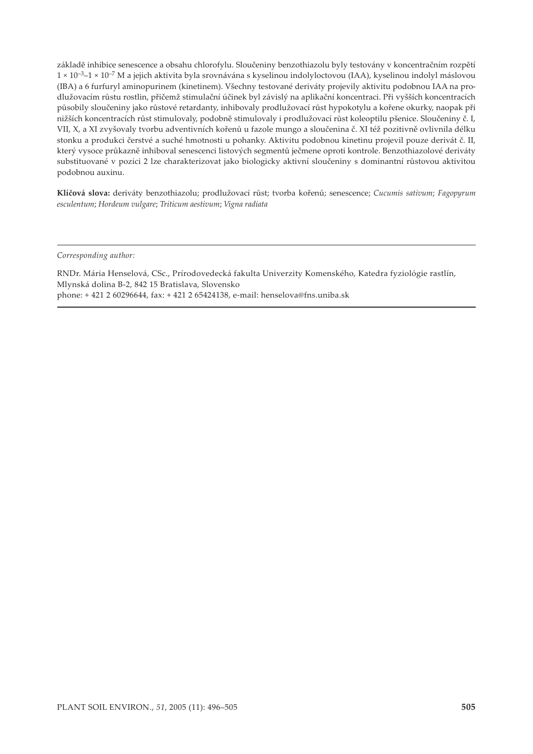základě inhibice senescence a obsahu chlorofylu. Sloučeniny benzothiazolu byly testovány v koncentračním rozpětí $1 \times 10^{-3}$–$1 \times 10^{-7}$ M a jejich aktivita byla srovnávána s kyselinou indolyloctovou (IAA), kyselinou indolyl máslovou (IBA) a 6 furfuryl aminopurinem (kinetinem). Všechny testované deriváty projevily aktivitu podobnou IAA na prodlužovacím růstu rostlin, přičemž stimulační účinek byl závislý na aplikační koncentraci. Při vyšších koncentracích působily sloučeniny jako růstové retardanty, inhibovaly prodlužovací růst hypokotylu a kořene okurky, naopak při nižších koncentracích růst stimulovaly, podobně stimulovaly i prodlužovací růst koleoptilu pšenice. Sloučeniny č. I, VII, X, a XI zvyšovaly tvorbu adventivních kořenů u fazole mungo a sloučenina č. XI též pozitivně ovlivnila délku stonku a produkci čerstvé a suché hmotnosti u pohanky. Aktivitu podobnou kinetinu projevil pouze derivát č. II, který vysoce průkazně inhiboval senescenci listových segmentů ječmene oproti kontrole. Benzothiazolové deriváty substituované v pozici 2 lze charakterizovat jako biologicky aktivní sloučeniny s dominantní růstovou aktivitou podobnou auxinu.

**Klíčová slova:** deriváty benzothiazolu; prodlužovací růst; tvorba kořenů; senescence; *Cucumis sativum*; *Fagopyrum esculentum*; *Hordeum vulgare*; *Triticum aestivum*; *Vigna radiata*

---

*Corresponding author:*

RNDr. Mária Henselová, CSc., Prírodovedecká fakulta Univerzity Komenského, Katedra fyziológie rastlín, Mlynská dolina B-2, 842 15 Bratislava, Slovensko
phone: + 421 2 60296644, fax: + 421 2 65424138, e-mail: henselova@fns.uniba.sk